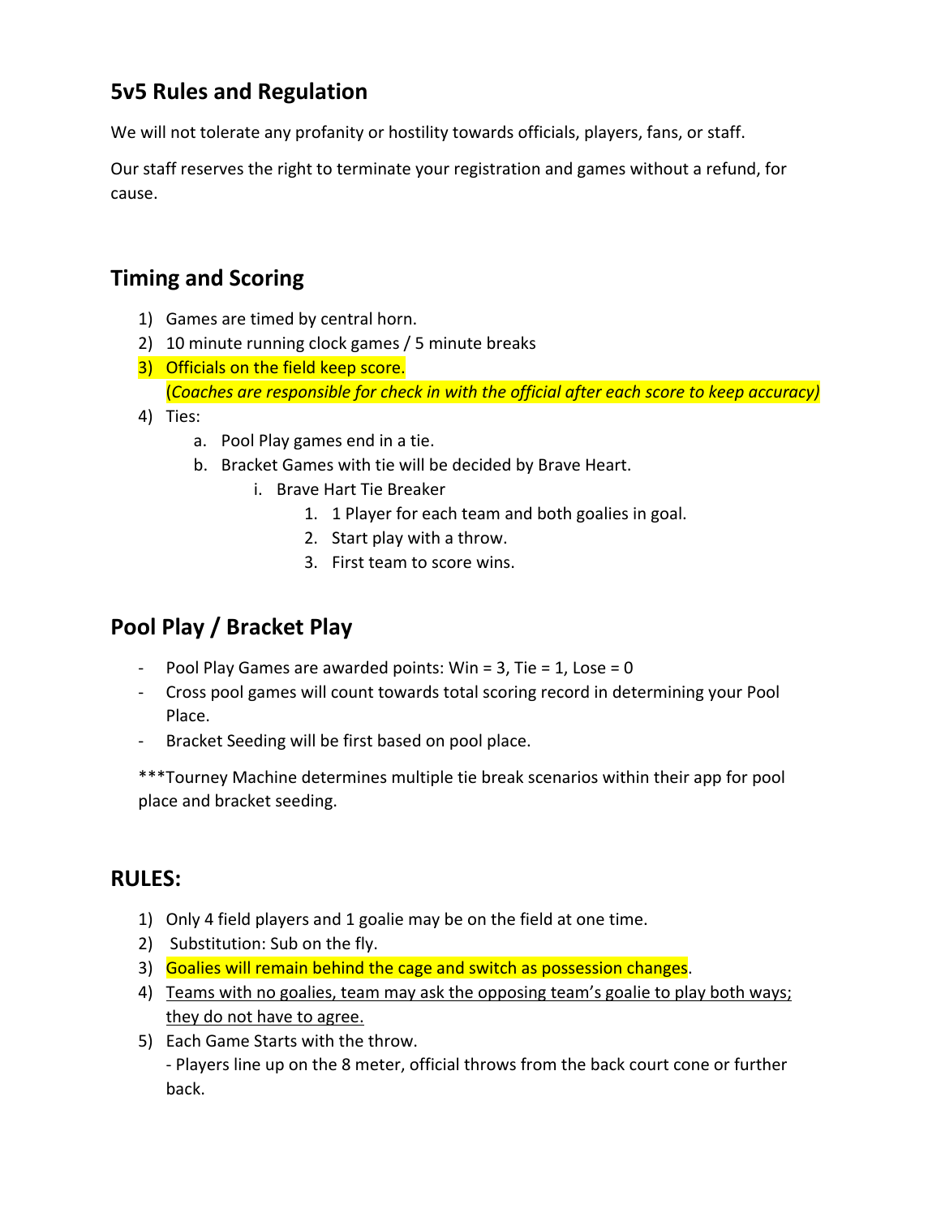## 5v5 Rules and Regulation

We will not tolerate any profanity or hostility towards officials, players, fans, or staff.

Our staff reserves the right to terminate your registration and games without a refund, for cause.

## Timing and Scoring

1) Games are timed by central horn.
2) 10 minute running clock games / 5 minute breaks
3) Officials on the field keep score.
   (*Coaches are responsible for check in with the official after each score to keep accuracy)*
4) Ties:
   a. Pool Play games end in a tie.
   b. Bracket Games with tie will be decided by Brave Heart.
      i. Brave Hart Tie Breaker
         1. 1 Player for each team and both goalies in goal.
         2. Start play with a throw.
         3. First team to score wins.

## Pool Play / Bracket Play

- Pool Play Games are awarded points: Win = 3, Tie = 1, Lose = 0
- Cross pool games will count towards total scoring record in determining your Pool Place.
- Bracket Seeding will be first based on pool place.

***Tourney Machine determines multiple tie break scenarios within their app for pool place and bracket seeding.

## RULES:

1) Only 4 field players and 1 goalie may be on the field at one time.
2) Substitution: Sub on the fly.
3) Goalies will remain behind the cage and switch as possession changes.
4) Teams with no goalies, team may ask the opposing team's goalie to play both ways; they do not have to agree.
5) Each Game Starts with the throw.
   - Players line up on the 8 meter, official throws from the back court cone or further back.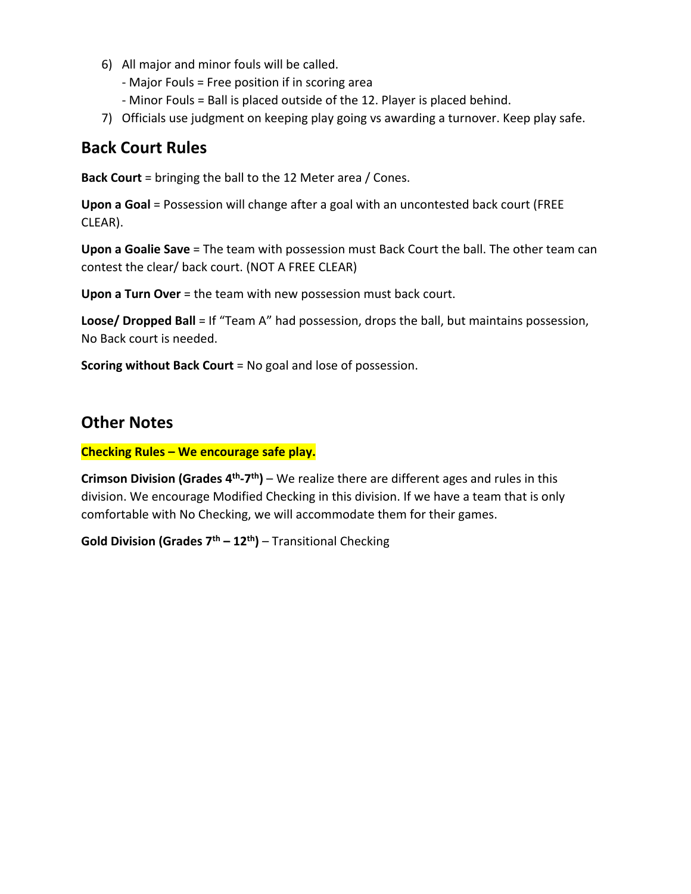6) All major and minor fouls will be called.
   - Major Fouls = Free position if in scoring area
   - Minor Fouls = Ball is placed outside of the 12. Player is placed behind.
7) Officials use judgment on keeping play going vs awarding a turnover. Keep play safe.

## Back Court Rules

**Back Court** = bringing the ball to the 12 Meter area / Cones.

**Upon a Goal** = Possession will change after a goal with an uncontested back court (FREE CLEAR).

**Upon a Goalie Save** = The team with possession must Back Court the ball. The other team can contest the clear/ back court. (NOT A FREE CLEAR)

**Upon a Turn Over** = the team with new possession must back court.

**Loose/ Dropped Ball** = If "Team A" had possession, drops the ball, but maintains possession, No Back court is needed.

**Scoring without Back Court** = No goal and lose of possession.

## Other Notes

**Checking Rules – We encourage safe play.**

**Crimson Division (Grades 4th-7th)** – We realize there are different ages and rules in this division. We encourage Modified Checking in this division. If we have a team that is only comfortable with No Checking, we will accommodate them for their games.

**Gold Division (Grades 7th – 12th)** – Transitional Checking